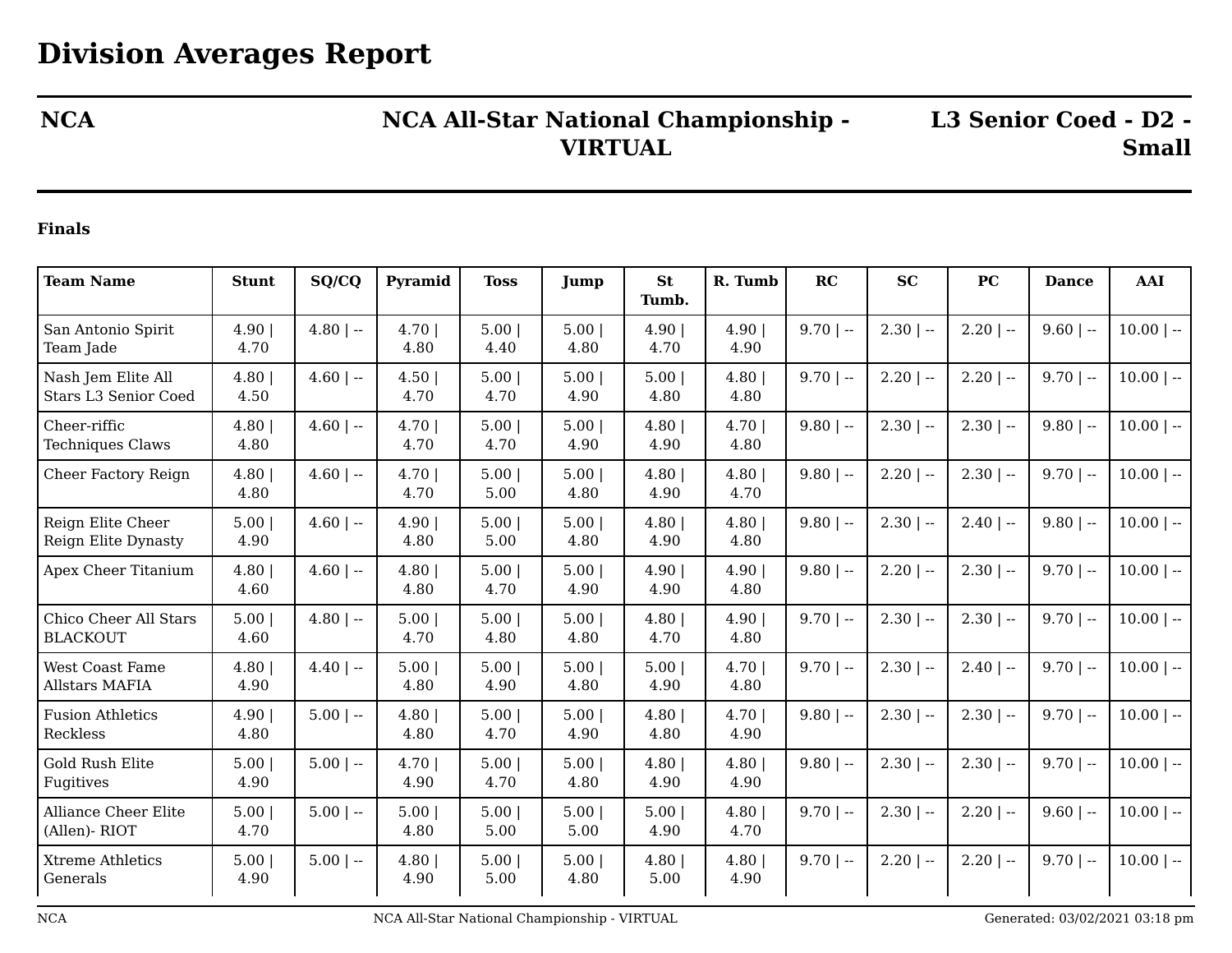# Division Averages Report

**NCA** | **NCA All-Star National Championship - VIRTUAL** | **L3 Senior Coed - D2 - Small**

**Finals**

| Team Name | Stunt | SQ/CQ | Pyramid | Toss | Jump | St Tumb. | R. Tumb | RC | SC | PC | Dance | AAI |
|---|---|---|---|---|---|---|---|---|---|---|---|---|
| San Antonio Spirit Team Jade | 4.90 \| 4.70 | 4.80 \| -- | 4.70 \| 4.80 | 5.00 \| 4.40 | 5.00 \| 4.80 | 4.90 \| 4.70 | 4.90 \| 4.90 | 9.70 \| -- | 2.30 \| -- | 2.20 \| -- | 9.60 \| -- | 10.00 \| -- |
| Nash Jem Elite All Stars L3 Senior Coed | 4.80 \| 4.50 | 4.60 \| -- | 4.50 \| 4.70 | 5.00 \| 4.70 | 5.00 \| 4.90 | 5.00 \| 4.80 | 4.80 \| 4.80 | 9.70 \| -- | 2.20 \| -- | 2.20 \| -- | 9.70 \| -- | 10.00 \| -- |
| Cheer-riffic Techniques Claws | 4.80 \| 4.80 | 4.60 \| -- | 4.70 \| 4.70 | 5.00 \| 4.70 | 5.00 \| 4.90 | 4.80 \| 4.90 | 4.70 \| 4.80 | 9.80 \| -- | 2.30 \| -- | 2.30 \| -- | 9.80 \| -- | 10.00 \| -- |
| Cheer Factory Reign | 4.80 \| 4.80 | 4.60 \| -- | 4.70 \| 4.70 | 5.00 \| 5.00 | 5.00 \| 4.80 | 4.80 \| 4.90 | 4.80 \| 4.70 | 9.80 \| -- | 2.20 \| -- | 2.30 \| -- | 9.70 \| -- | 10.00 \| -- |
| Reign Elite Cheer Reign Elite Dynasty | 5.00 \| 4.90 | 4.60 \| -- | 4.90 \| 4.80 | 5.00 \| 5.00 | 5.00 \| 4.80 | 4.80 \| 4.90 | 4.80 \| 4.80 | 9.80 \| -- | 2.30 \| -- | 2.40 \| -- | 9.80 \| -- | 10.00 \| -- |
| Apex Cheer Titanium | 4.80 \| 4.60 | 4.60 \| -- | 4.80 \| 4.80 | 5.00 \| 4.70 | 5.00 \| 4.90 | 4.90 \| 4.90 | 4.90 \| 4.80 | 9.80 \| -- | 2.20 \| -- | 2.30 \| -- | 9.70 \| -- | 10.00 \| -- |
| Chico Cheer All Stars BLACKOUT | 5.00 \| 4.60 | 4.80 \| -- | 5.00 \| 4.70 | 5.00 \| 4.80 | 5.00 \| 4.80 | 4.80 \| 4.70 | 4.90 \| 4.80 | 9.70 \| -- | 2.30 \| -- | 2.30 \| -- | 9.70 \| -- | 10.00 \| -- |
| West Coast Fame Allstars MAFIA | 4.80 \| 4.90 | 4.40 \| -- | 5.00 \| 4.80 | 5.00 \| 4.90 | 5.00 \| 4.80 | 5.00 \| 4.90 | 4.70 \| 4.80 | 9.70 \| -- | 2.30 \| -- | 2.40 \| -- | 9.70 \| -- | 10.00 \| -- |
| Fusion Athletics Reckless | 4.90 \| 4.80 | 5.00 \| -- | 4.80 \| 4.80 | 5.00 \| 4.70 | 5.00 \| 4.90 | 4.80 \| 4.80 | 4.70 \| 4.90 | 9.80 \| -- | 2.30 \| -- | 2.30 \| -- | 9.70 \| -- | 10.00 \| -- |
| Gold Rush Elite Fugitives | 5.00 \| 4.90 | 5.00 \| -- | 4.70 \| 4.90 | 5.00 \| 4.70 | 5.00 \| 4.80 | 4.80 \| 4.90 | 4.80 \| 4.90 | 9.80 \| -- | 2.30 \| -- | 2.30 \| -- | 9.70 \| -- | 10.00 \| -- |
| Alliance Cheer Elite (Allen)- RIOT | 5.00 \| 4.70 | 5.00 \| -- | 5.00 \| 4.80 | 5.00 \| 5.00 | 5.00 \| 5.00 | 5.00 \| 4.90 | 4.80 \| 4.70 | 9.70 \| -- | 2.30 \| -- | 2.20 \| -- | 9.60 \| -- | 10.00 \| -- |
| Xtreme Athletics Generals | 5.00 \| 4.90 | 5.00 \| -- | 4.80 \| 4.90 | 5.00 \| 5.00 | 5.00 \| 4.80 | 4.80 \| 5.00 | 4.80 \| 4.90 | 9.70 \| -- | 2.20 \| -- | 2.20 \| -- | 9.70 \| -- | 10.00 \| -- |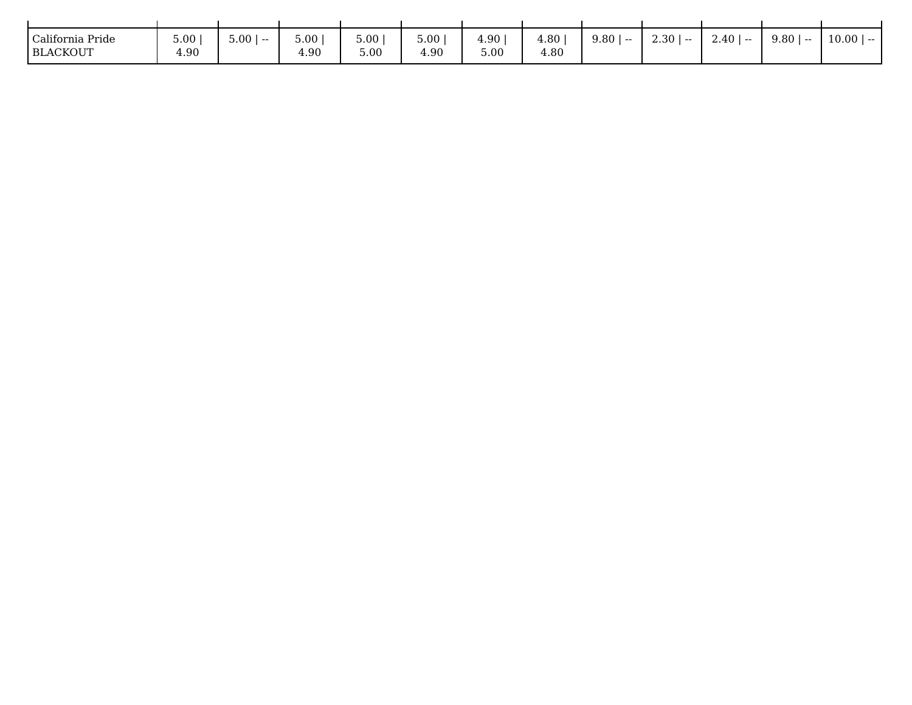| | | | | | | | | | | | |
|---|---|---|---|---|---|---|---|---|---|---|---|
| California Pride BLACKOUT | 5.00 \| 4.90 | 5.00 \| -- | 5.00 \| 4.90 | 5.00 \| 5.00 | 5.00 \| 4.90 | 4.90 \| 5.00 | 4.80 \| 4.80 | 9.80 \| -- | 2.30 \| -- | 2.40 \| -- | 9.80 \| -- | 10.00 \| -- |